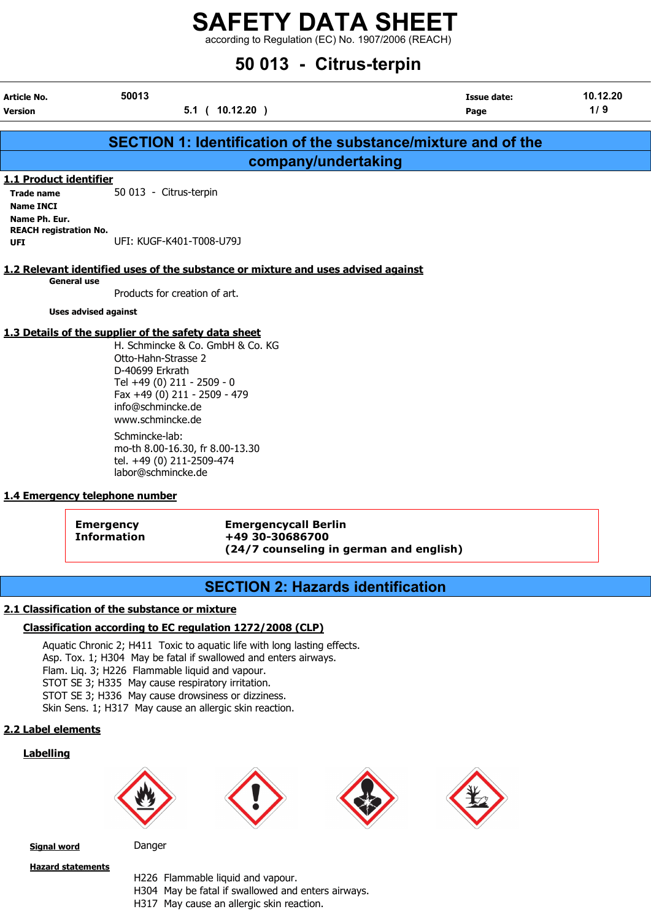# SAFETY DATA SHEET

according to Regulation (EC) No. 1907/2006 (REACH)

# 50 013 - Citrus-terpin

| Article No. | 50013 | Issue date: | 10.12.20 |
| --- | --- | --- | --- |
| Version | 5.1 ( 10.12.20 ) | | |

## SECTION 1: Identification of the substance/mixture and of the company/undertaking

### 1.1 Product identifier

**Trade name** 50 013 - Citrus-terpin
**Name INCI**
**Name Ph. Eur.**
**REACH registration No.**
**UFI** UFI: KUGF-K401-T008-U79J

### 1.2 Relevant identified uses of the substance or mixture and uses advised against

**General use**

Products for creation of art.

**Uses advised against**

### 1.3 Details of the supplier of the safety data sheet

H. Schmincke & Co. GmbH & Co. KG
Otto-Hahn-Strasse 2
D-40699 Erkrath
Tel +49 (0) 211 - 2509 - 0
Fax +49 (0) 211 - 2509 - 479
info@schmincke.de
www.schmincke.de

Schmincke-lab:
mo-th 8.00-16.30, fr 8.00-13.30
tel. +49 (0) 211-2509-474
labor@schmincke.de

### 1.4 Emergency telephone number

**Emergency Information** — **Emergencycall Berlin**
**+49 30-30686700**
**(24/7 counseling in german and english)**

## SECTION 2: Hazards identification

### 2.1 Classification of the substance or mixture

#### Classification according to EC regulation 1272/2008 (CLP)

Aquatic Chronic 2; H411 Toxic to aquatic life with long lasting effects.
Asp. Tox. 1; H304 May be fatal if swallowed and enters airways.
Flam. Liq. 3; H226 Flammable liquid and vapour.
STOT SE 3; H335 May cause respiratory irritation.
STOT SE 3; H336 May cause drowsiness or dizziness.
Skin Sens. 1; H317 May cause an allergic skin reaction.

### 2.2 Label elements

#### Labelling

**Signal word** Danger

**Hazard statements**

H226 Flammable liquid and vapour.
H304 May be fatal if swallowed and enters airways.
H317 May cause an allergic skin reaction.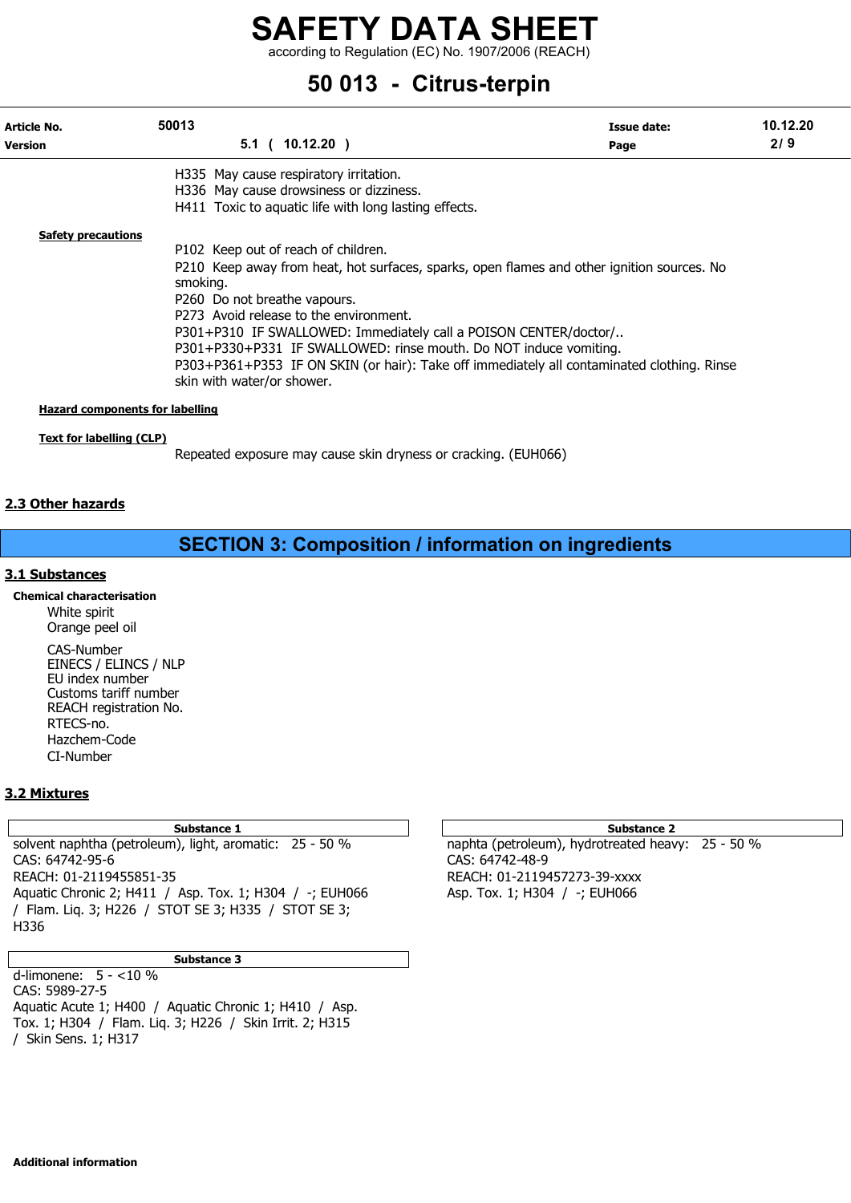H335 May cause respiratory irritation.
H336 May cause drowsiness or dizziness.
H411 Toxic to aquatic life with long lasting effects.

**Safety precautions**

P102 Keep out of reach of children.
P210 Keep away from heat, hot surfaces, sparks, open flames and other ignition sources. No smoking.
P260 Do not breathe vapours.
P273 Avoid release to the environment.
P301+P310 IF SWALLOWED: Immediately call a POISON CENTER/doctor/..
P301+P330+P331 IF SWALLOWED: rinse mouth. Do NOT induce vomiting.
P303+P361+P353 IF ON SKIN (or hair): Take off immediately all contaminated clothing. Rinse skin with water/or shower.

**Hazard components for labelling**

**Text for labelling (CLP)**

Repeated exposure may cause skin dryness or cracking. (EUH066)

## 2.3 Other hazards

# SECTION 3: Composition / information on ingredients

## 3.1 Substances

**Chemical characterisation**

White spirit
Orange peel oil

CAS-Number
EINECS / ELINCS / NLP
EU index number
Customs tariff number
REACH registration No.
RTECS-no.
Hazchem-Code
CI-Number

## 3.2 Mixtures

| Substance 1 |
|---|
| solvent naphtha (petroleum), light, aromatic: 25 - 50 %<br>CAS: 64742-95-6<br>REACH: 01-2119455851-35<br>Aquatic Chronic 2; H411 / Asp. Tox. 1; H304 / -; EUH066 / Flam. Liq. 3; H226 / STOT SE 3; H335 / STOT SE 3; H336 |

| Substance 2 |
|---|
| naphta (petroleum), hydrotreated heavy: 25 - 50 %<br>CAS: 64742-48-9<br>REACH: 01-2119457273-39-xxxx<br>Asp. Tox. 1; H304 / -; EUH066 |

| Substance 3 |
|---|
| d-limonene: 5 - <10 %<br>CAS: 5989-27-5<br>Aquatic Acute 1; H400 / Aquatic Chronic 1; H410 / Asp. Tox. 1; H304 / Flam. Liq. 3; H226 / Skin Irrit. 2; H315 / Skin Sens. 1; H317 |

**Additional information**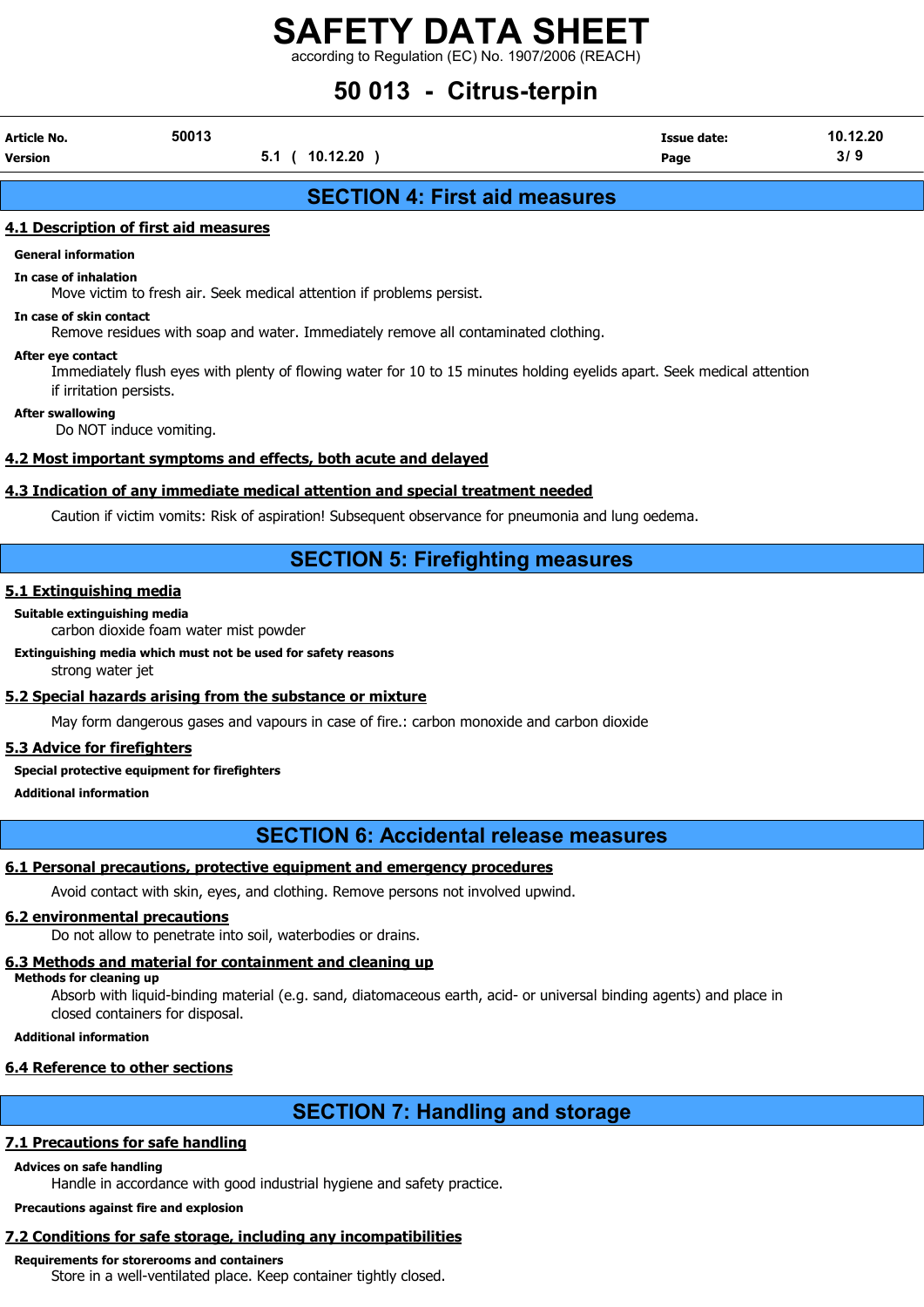## SECTION 4: First aid measures

### 4.1 Description of first aid measures

**General information**

**In case of inhalation**

Move victim to fresh air. Seek medical attention if problems persist.

**In case of skin contact**

Remove residues with soap and water. Immediately remove all contaminated clothing.

**After eye contact**

Immediately flush eyes with plenty of flowing water for 10 to 15 minutes holding eyelids apart. Seek medical attention if irritation persists.

**After swallowing**

Do NOT induce vomiting.

### 4.2 Most important symptoms and effects, both acute and delayed

### 4.3 Indication of any immediate medical attention and special treatment needed

Caution if victim vomits: Risk of aspiration! Subsequent observance for pneumonia and lung oedema.

## SECTION 5: Firefighting measures

### 5.1 Extinguishing media

**Suitable extinguishing media**

carbon dioxide foam water mist powder

**Extinguishing media which must not be used for safety reasons**

strong water jet

### 5.2 Special hazards arising from the substance or mixture

May form dangerous gases and vapours in case of fire.: carbon monoxide and carbon dioxide

### 5.3 Advice for firefighters

**Special protective equipment for firefighters**

**Additional information**

## SECTION 6: Accidental release measures

### 6.1 Personal precautions, protective equipment and emergency procedures

Avoid contact with skin, eyes, and clothing. Remove persons not involved upwind.

### 6.2 environmental precautions

Do not allow to penetrate into soil, waterbodies or drains.

### 6.3 Methods and material for containment and cleaning up

**Methods for cleaning up**

Absorb with liquid-binding material (e.g. sand, diatomaceous earth, acid- or universal binding agents) and place in closed containers for disposal.

**Additional information**

### 6.4 Reference to other sections

## SECTION 7: Handling and storage

### 7.1 Precautions for safe handling

**Advices on safe handling**

Handle in accordance with good industrial hygiene and safety practice.

**Precautions against fire and explosion**

### 7.2 Conditions for safe storage, including any incompatibilities

**Requirements for storerooms and containers**

Store in a well-ventilated place. Keep container tightly closed.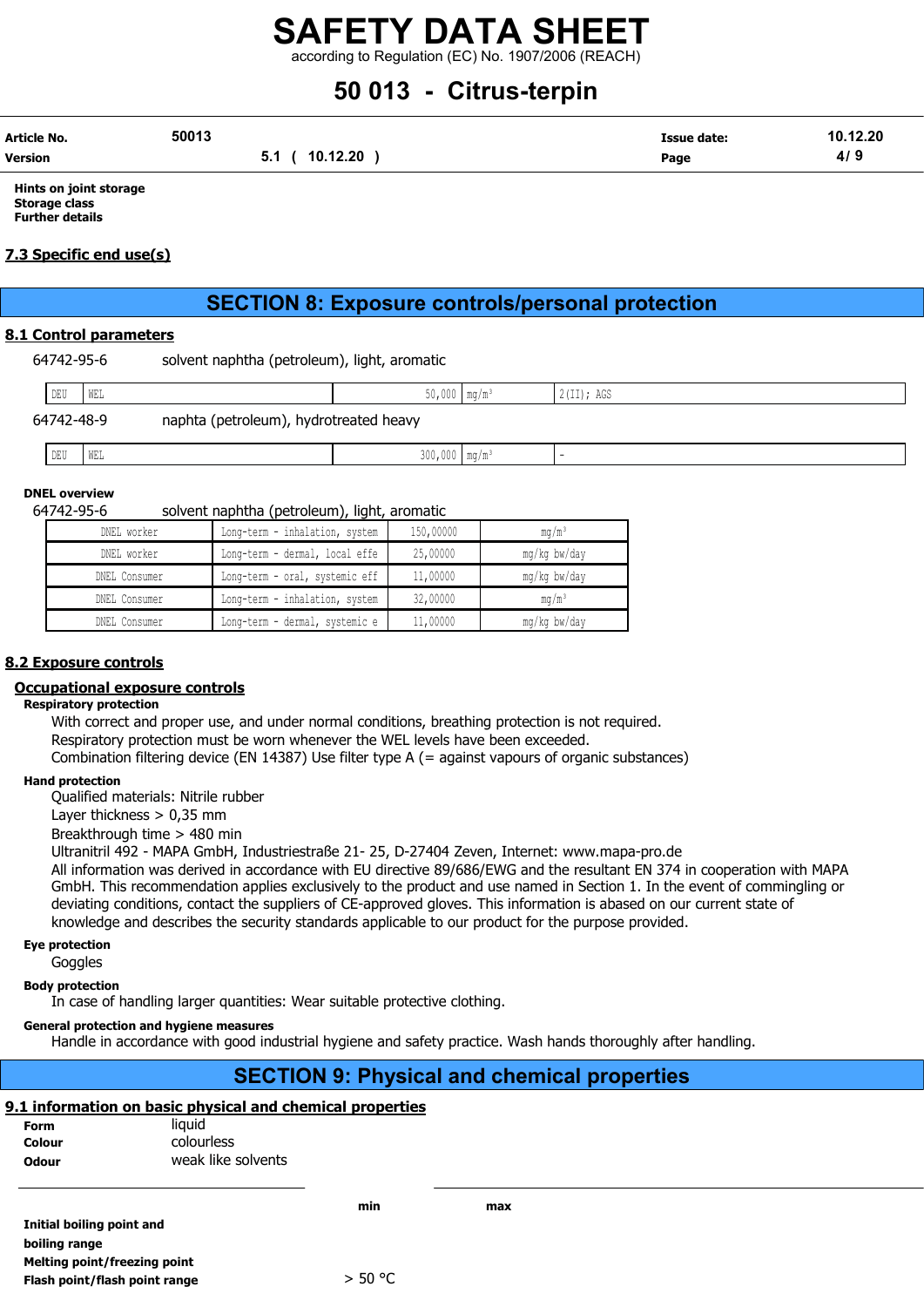**Hints on joint storage**
**Storage class**
**Further details**

## 7.3 Specific end use(s)

# SECTION 8: Exposure controls/personal protection

## 8.1 Control parameters

64742-95-6 solvent naphtha (petroleum), light, aromatic

| DEU | WEL | 50,000 | mg/m³ | 2(II); AGS |
|---|---|---|---|---|

64742-48-9 naphta (petroleum), hydrotreated heavy

| DEU | WEL | 300,000 | mg/m³ | - |
|---|---|---|---|---|

**DNEL overview**

64742-95-6 solvent naphtha (petroleum), light, aromatic

| DNEL worker | Long-term - inhalation, system | 150,00000 | mg/m³ |
|---|---|---|---|
| DNEL worker | Long-term - dermal, local effe | 25,00000 | mg/kg bw/day |
| DNEL Consumer | Long-term - oral, systemic eff | 11,00000 | mg/kg bw/day |
| DNEL Consumer | Long-term - inhalation, system | 32,00000 | mg/m³ |
| DNEL Consumer | Long-term - dermal, systemic e | 11,00000 | mg/kg bw/day |

## 8.2 Exposure controls

### Occupational exposure controls

**Respiratory protection**

With correct and proper use, and under normal conditions, breathing protection is not required.
Respiratory protection must be worn whenever the WEL levels have been exceeded.
Combination filtering device (EN 14387) Use filter type A (= against vapours of organic substances)

**Hand protection**

Qualified materials: Nitrile rubber
Layer thickness > 0,35 mm
Breakthrough time > 480 min
Ultranitril 492 - MAPA GmbH, Industriestraße 21- 25, D-27404 Zeven, Internet: www.mapa-pro.de
All information was derived in accordance with EU directive 89/686/EWG and the resultant EN 374 in cooperation with MAPA GmbH. This recommendation applies exclusively to the product and use named in Section 1. In the event of commingling or deviating conditions, contact the suppliers of CE-approved gloves. This information is abased on our current state of knowledge and describes the security standards applicable to our product for the purpose provided.

**Eye protection**

Goggles

**Body protection**

In case of handling larger quantities: Wear suitable protective clothing.

**General protection and hygiene measures**

Handle in accordance with good industrial hygiene and safety practice. Wash hands thoroughly after handling.

# SECTION 9: Physical and chemical properties

## 9.1 information on basic physical and chemical properties

**Form** liquid
**Colour** colourless
**Odour** weak like solvents

| | min | max |
|---|---|---|
| **Initial boiling point and boiling range** | | |
| **Melting point/freezing point** | | |
| **Flash point/flash point range** | > 50 °C | |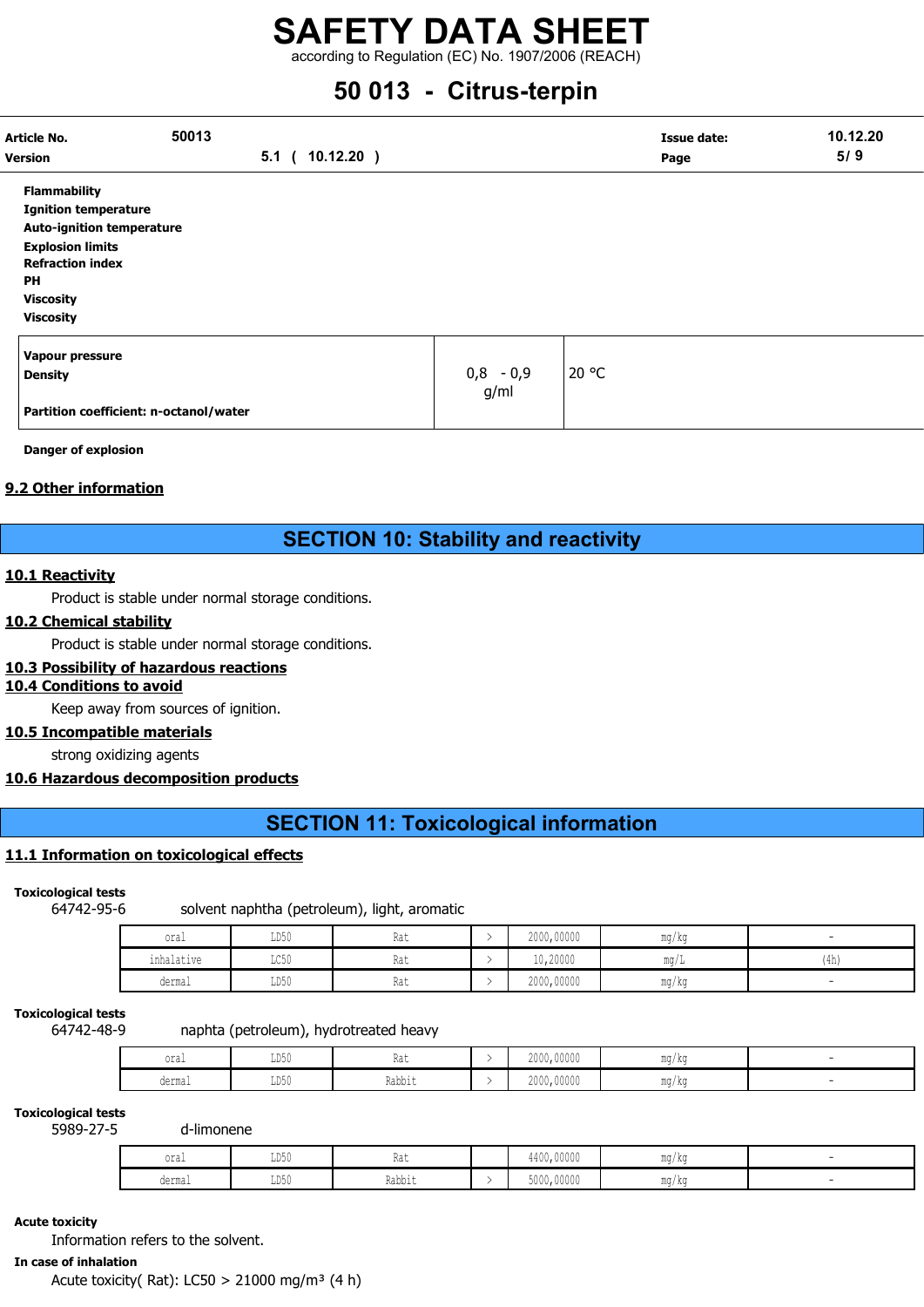**Flammability**
**Ignition temperature**
**Auto-ignition temperature**
**Explosion limits**
**Refraction index**
**PH**
**Viscosity**
**Viscosity**

| | | |
|---|---|---|
| **Vapour pressure** | | |
| **Density** | 0,8 - 0,9 g/ml | 20 °C |
| **Partition coefficient: n-octanol/water** | | |

**Danger of explosion**

## 9.2 Other information

# SECTION 10: Stability and reactivity

## 10.1 Reactivity

Product is stable under normal storage conditions.

## 10.2 Chemical stability

Product is stable under normal storage conditions.

## 10.3 Possibility of hazardous reactions

## 10.4 Conditions to avoid

Keep away from sources of ignition.

## 10.5 Incompatible materials

strong oxidizing agents

## 10.6 Hazardous decomposition products

# SECTION 11: Toxicological information

## 11.1 Information on toxicological effects

**Toxicological tests**

64742-95-6 solvent naphtha (petroleum), light, aromatic

| | | | | | | |
|---|---|---|---|---|---|---|
| oral | LD50 | Rat | > | 2000,00000 | mg/kg | - |
| inhalative | LC50 | Rat | > | 10,20000 | mg/L | (4h) |
| dermal | LD50 | Rat | > | 2000,00000 | mg/kg | - |

**Toxicological tests**

64742-48-9 naphta (petroleum), hydrotreated heavy

| | | | | | | |
|---|---|---|---|---|---|---|
| oral | LD50 | Rat | > | 2000,00000 | mg/kg | - |
| dermal | LD50 | Rabbit | > | 2000,00000 | mg/kg | - |

**Toxicological tests**

5989-27-5 d-limonene

| | | | | | | |
|---|---|---|---|---|---|---|
| oral | LD50 | Rat | | 4400,00000 | mg/kg | - |
| dermal | LD50 | Rabbit | > | 5000,00000 | mg/kg | - |

**Acute toxicity**

Information refers to the solvent.

**In case of inhalation**

Acute toxicity( Rat): LC50 > 21000 mg/m³ (4 h)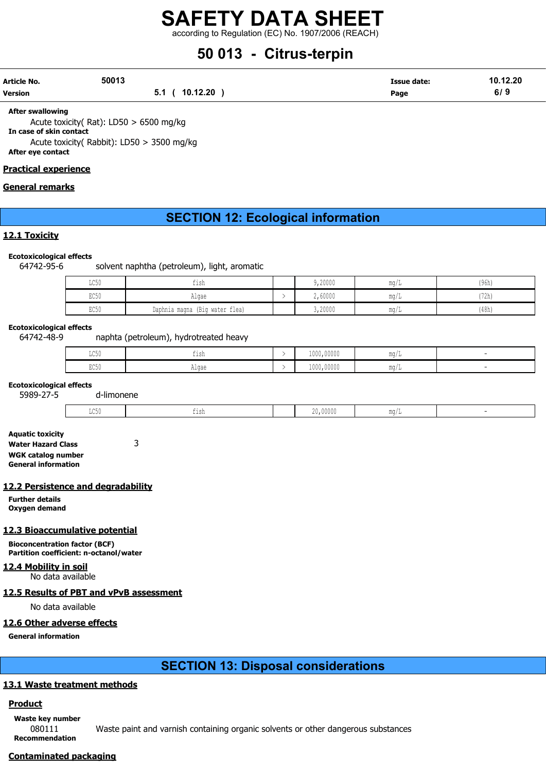**After swallowing**

Acute toxicity( Rat): LD50 > 6500 mg/kg

**In case of skin contact**

Acute toxicity( Rabbit): LD50 > 3500 mg/kg

**After eye contact**

## Practical experience

## General remarks

# SECTION 12: Ecological information

## 12.1 Toxicity

**Ecotoxicological effects**

64742-95-6 solvent naphtha (petroleum), light, aromatic

| | | | | | |
|---|---|---|---|---|---|
| LC50 | fish | | 9,20000 | mg/L | (96h) |
| EC50 | Algae | > | 2,60000 | mg/L | (72h) |
| EC50 | Daphnia magna (Big water flea) | | 3,20000 | mg/L | (48h) |

**Ecotoxicological effects**

64742-48-9 naphta (petroleum), hydrotreated heavy

| | | | | | |
|---|---|---|---|---|---|
| LC50 | fish | > | 1000,00000 | mg/L | - |
| EC50 | Algae | > | 1000,00000 | mg/L | - |

**Ecotoxicological effects**

5989-27-5 d-limonene

| | | | | | |
|---|---|---|---|---|---|
| LC50 | fish | | 20,00000 | mg/L | - |

**Aquatic toxicity**

**Water Hazard Class** 3

**WGK catalog number**

**General information**

## 12.2 Persistence and degradability

**Further details**

**Oxygen demand**

## 12.3 Bioaccumulative potential

**Bioconcentration factor (BCF)**

**Partition coefficient: n-octanol/water**

## 12.4 Mobility in soil

No data available

## 12.5 Results of PBT and vPvB assessment

No data available

## 12.6 Other adverse effects

**General information**

# SECTION 13: Disposal considerations

## 13.1 Waste treatment methods

### Product

**Waste key number**

080111 Waste paint and varnish containing organic solvents or other dangerous substances

**Recommendation**

### Contaminated packaging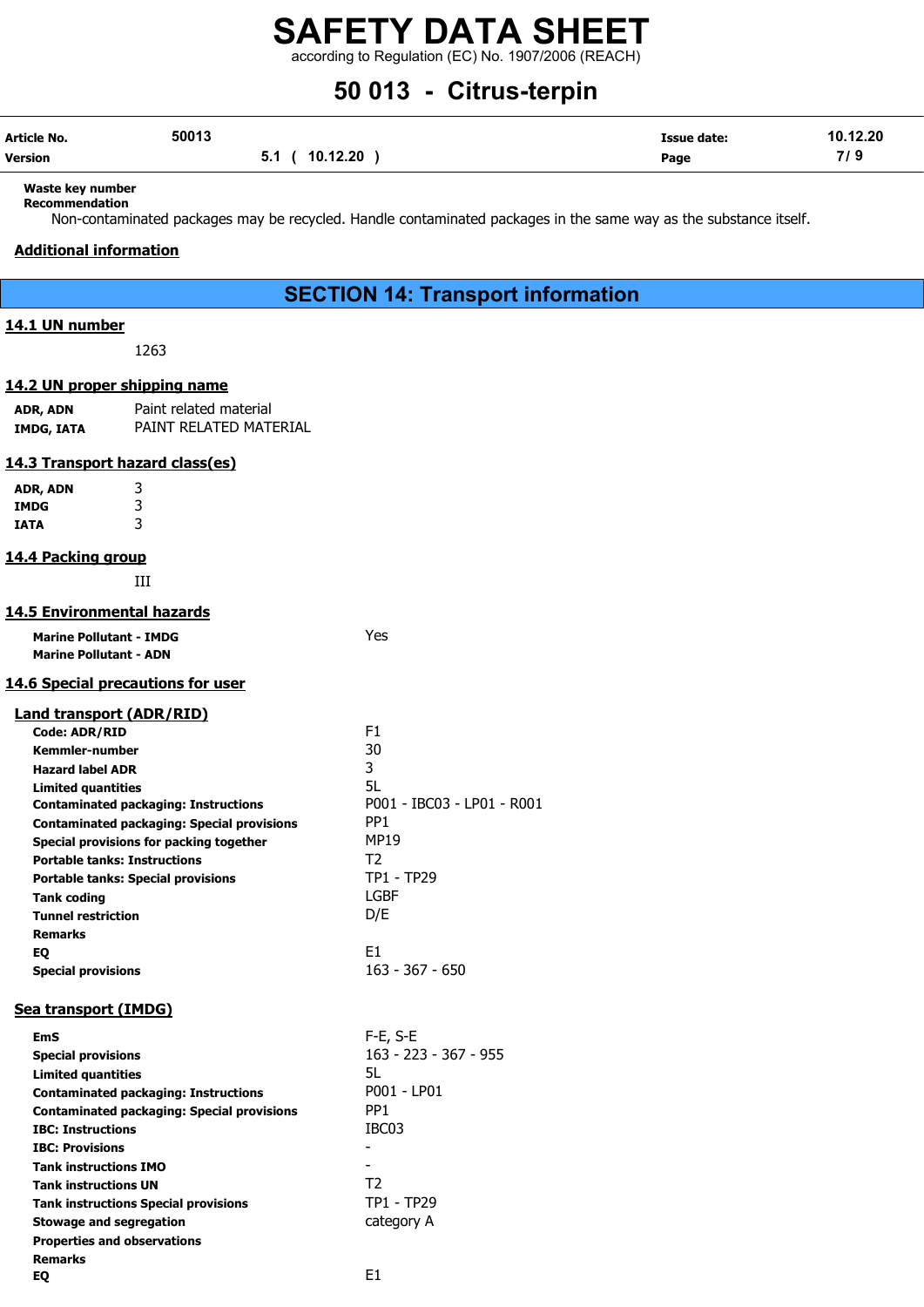**Waste key number**

**Recommendation**

Non-contaminated packages may be recycled. Handle contaminated packages in the same way as the substance itself.

## Additional information

# SECTION 14: Transport information

## 14.1 UN number

1263

## 14.2 UN proper shipping name

| | |
|---|---|
| **ADR, ADN** | Paint related material |
| **IMDG, IATA** | PAINT RELATED MATERIAL |

## 14.3 Transport hazard class(es)

| | |
|---|---|
| **ADR, ADN** | 3 |
| **IMDG** | 3 |
| **IATA** | 3 |

## 14.4 Packing group

III

## 14.5 Environmental hazards

| | |
|---|---|
| **Marine Pollutant - IMDG** | Yes |
| **Marine Pollutant - ADN** | |

## 14.6 Special precautions for user

### Land transport (ADR/RID)

| | |
|---|---|
| **Code: ADR/RID** | F1 |
| **Kemmler-number** | 30 |
| **Hazard label ADR** | 3 |
| **Limited quantities** | 5L |
| **Contaminated packaging: Instructions** | P001 - IBC03 - LP01 - R001 |
| **Contaminated packaging: Special provisions** | PP1 |
| **Special provisions for packing together** | MP19 |
| **Portable tanks: Instructions** | T2 |
| **Portable tanks: Special provisions** | TP1 - TP29 |
| **Tank coding** | LGBF |
| **Tunnel restriction** | D/E |
| **Remarks** | |
| **EQ** | E1 |
| **Special provisions** | 163 - 367 - 650 |

### Sea transport (IMDG)

| | |
|---|---|
| **EmS** | F-E, S-E |
| **Special provisions** | 163 - 223 - 367 - 955 |
| **Limited quantities** | 5L |
| **Contaminated packaging: Instructions** | P001 - LP01 |
| **Contaminated packaging: Special provisions** | PP1 |
| **IBC: Instructions** | IBC03 |
| **IBC: Provisions** | - |
| **Tank instructions IMO** | - |
| **Tank instructions UN** | T2 |
| **Tank instructions Special provisions** | TP1 - TP29 |
| **Stowage and segregation** | category A |
| **Properties and observations** | |
| **Remarks** | |
| **EQ** | E1 |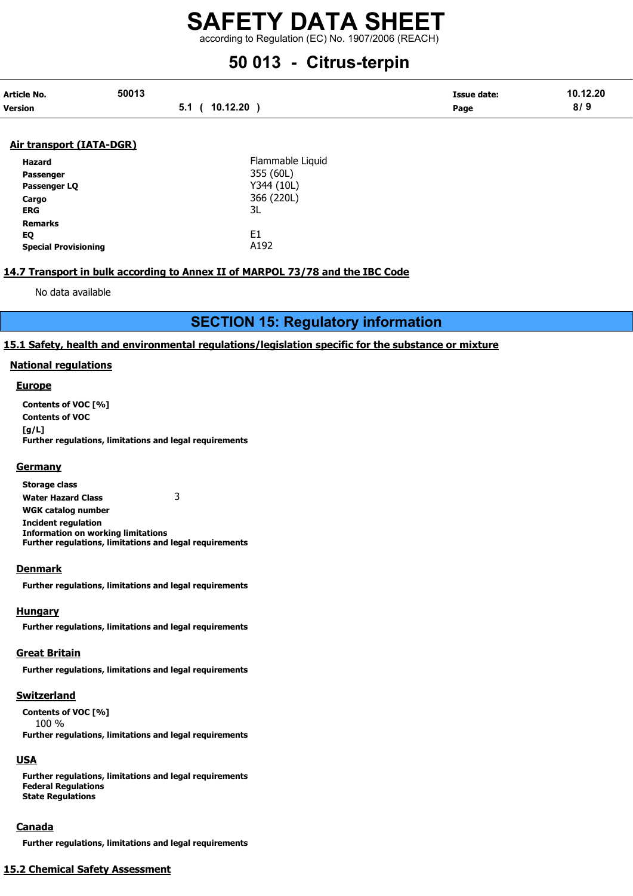#### Air transport (IATA-DGR)

| | |
|---|---|
| **Hazard** | Flammable Liquid |
| **Passenger** | 355 (60L) |
| **Passenger LQ** | Y344 (10L) |
| **Cargo** | 366 (220L) |
| **ERG** | 3L |
| **Remarks** | |
| **EQ** | E1 |
| **Special Provisioning** | A192 |

### 14.7 Transport in bulk according to Annex II of MARPOL 73/78 and the IBC Code

No data available

## SECTION 15: Regulatory information

### 15.1 Safety, health and environmental regulations/legislation specific for the substance or mixture

#### National regulations

##### Europe

**Contents of VOC [%]**
**Contents of VOC [g/L]**
**Further regulations, limitations and legal requirements**

##### Germany

**Storage class**
**Water Hazard Class** 3
**WGK catalog number**
**Incident regulation**
**Information on working limitations**
**Further regulations, limitations and legal requirements**

##### Denmark

**Further regulations, limitations and legal requirements**

##### Hungary

**Further regulations, limitations and legal requirements**

##### Great Britain

**Further regulations, limitations and legal requirements**

##### Switzerland

**Contents of VOC [%]**
100 %
**Further regulations, limitations and legal requirements**

##### USA

**Further regulations, limitations and legal requirements**
**Federal Regulations**
**State Regulations**

##### Canada

**Further regulations, limitations and legal requirements**

### 15.2 Chemical Safety Assessment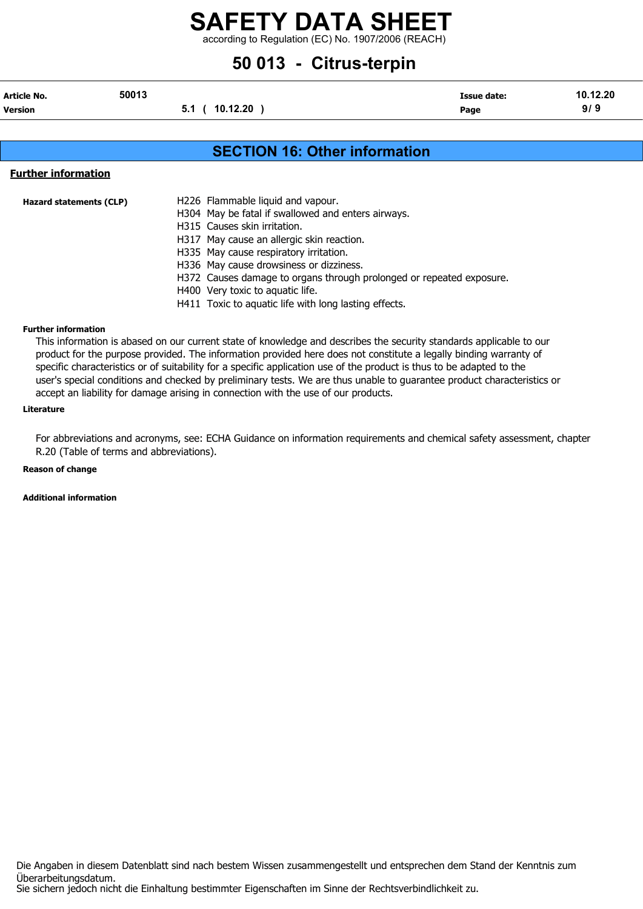## SECTION 16: Other information

### Further information

**Hazard statements (CLP)**

H226 Flammable liquid and vapour.
H304 May be fatal if swallowed and enters airways.
H315 Causes skin irritation.
H317 May cause an allergic skin reaction.
H335 May cause respiratory irritation.
H336 May cause drowsiness or dizziness.
H372 Causes damage to organs through prolonged or repeated exposure.
H400 Very toxic to aquatic life.
H411 Toxic to aquatic life with long lasting effects.

**Further information**

This information is abased on our current state of knowledge and describes the security standards applicable to our product for the purpose provided. The information provided here does not constitute a legally binding warranty of specific characteristics or of suitability for a specific application use of the product is thus to be adapted to the user's special conditions and checked by preliminary tests. We are thus unable to guarantee product characteristics or accept an liability for damage arising in connection with the use of our products.

**Literature**

For abbreviations and acronyms, see: ECHA Guidance on information requirements and chemical safety assessment, chapter R.20 (Table of terms and abbreviations).

**Reason of change**

**Additional information**

Die Angaben in diesem Datenblatt sind nach bestem Wissen zusammengestellt und entsprechen dem Stand der Kenntnis zum Überarbeitungsdatum.
Sie sichern jedoch nicht die Einhaltung bestimmter Eigenschaften im Sinne der Rechtsverbindlichkeit zu.